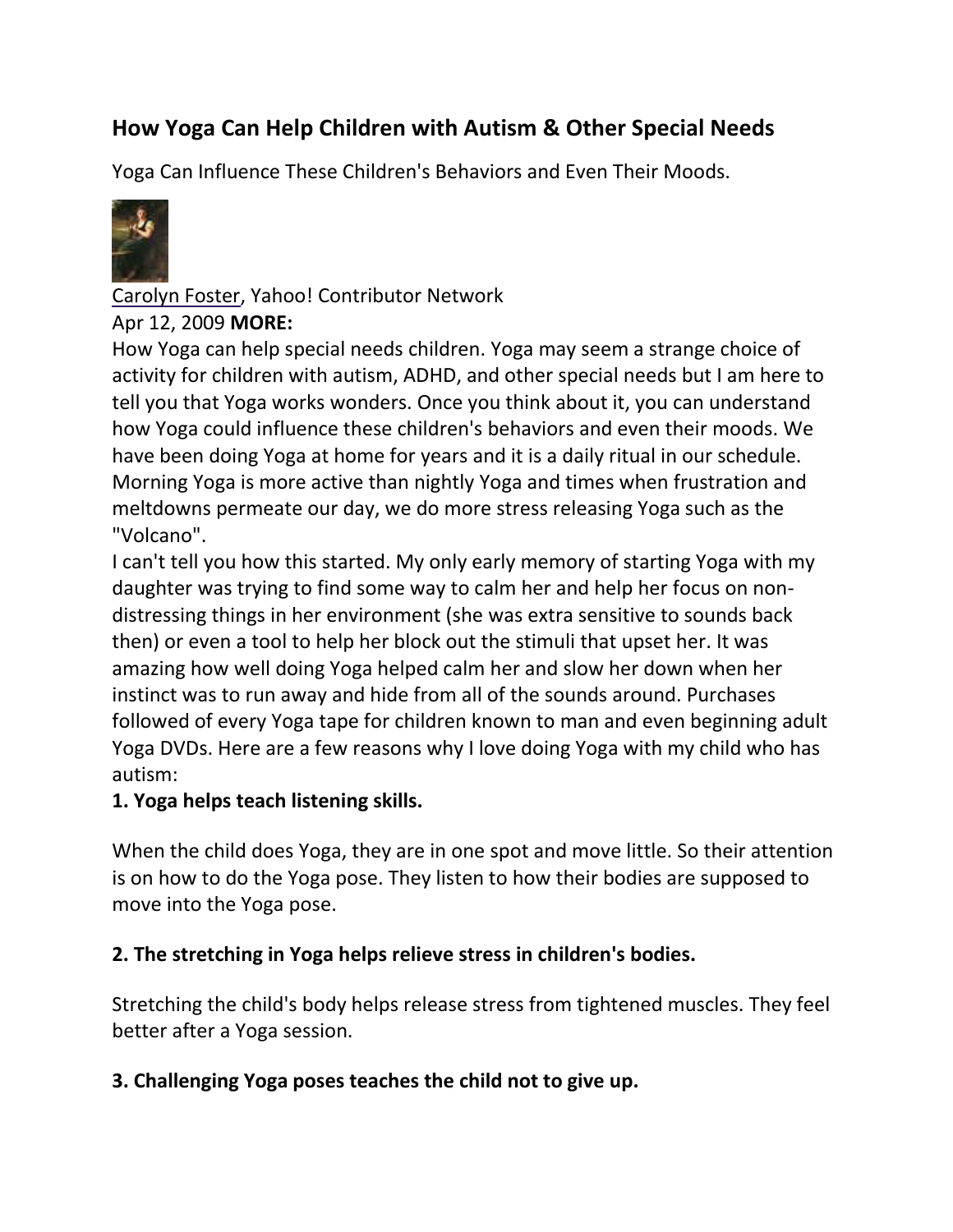## How Yoga Can Help Children with Autism & Other Special Needs

Yoga Can Influence These Children's Behaviors and Even Their Moods.

Carolyn Foster, Yahoo! Contributor Network
Apr 12, 2009 **MORE:**

How Yoga can help special needs children. Yoga may seem a strange choice of activity for children with autism, ADHD, and other special needs but I am here to tell you that Yoga works wonders. Once you think about it, you can understand how Yoga could influence these children's behaviors and even their moods. We have been doing Yoga at home for years and it is a daily ritual in our schedule. Morning Yoga is more active than nightly Yoga and times when frustration and meltdowns permeate our day, we do more stress releasing Yoga such as the "Volcano".

I can't tell you how this started. My only early memory of starting Yoga with my daughter was trying to find some way to calm her and help her focus on non-distressing things in her environment (she was extra sensitive to sounds back then) or even a tool to help her block out the stimuli that upset her. It was amazing how well doing Yoga helped calm her and slow her down when her instinct was to run away and hide from all of the sounds around. Purchases followed of every Yoga tape for children known to man and even beginning adult Yoga DVDs. Here are a few reasons why I love doing Yoga with my child who has autism:

**1. Yoga helps teach listening skills.**

When the child does Yoga, they are in one spot and move little. So their attention is on how to do the Yoga pose. They listen to how their bodies are supposed to move into the Yoga pose.

**2. The stretching in Yoga helps relieve stress in children's bodies.**

Stretching the child's body helps release stress from tightened muscles. They feel better after a Yoga session.

**3. Challenging Yoga poses teaches the child not to give up.**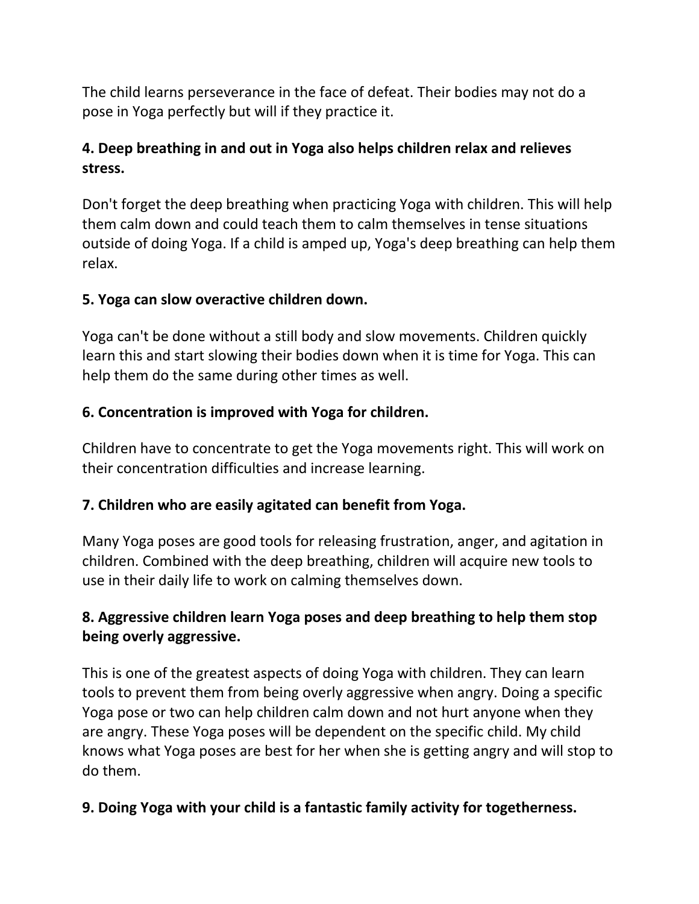The child learns perseverance in the face of defeat. Their bodies may not do a pose in Yoga perfectly but will if they practice it.

**4. Deep breathing in and out in Yoga also helps children relax and relieves stress.**

Don't forget the deep breathing when practicing Yoga with children. This will help them calm down and could teach them to calm themselves in tense situations outside of doing Yoga. If a child is amped up, Yoga's deep breathing can help them relax.

**5. Yoga can slow overactive children down.**

Yoga can't be done without a still body and slow movements. Children quickly learn this and start slowing their bodies down when it is time for Yoga. This can help them do the same during other times as well.

**6. Concentration is improved with Yoga for children.**

Children have to concentrate to get the Yoga movements right. This will work on their concentration difficulties and increase learning.

**7. Children who are easily agitated can benefit from Yoga.**

Many Yoga poses are good tools for releasing frustration, anger, and agitation in children. Combined with the deep breathing, children will acquire new tools to use in their daily life to work on calming themselves down.

**8. Aggressive children learn Yoga poses and deep breathing to help them stop being overly aggressive.**

This is one of the greatest aspects of doing Yoga with children. They can learn tools to prevent them from being overly aggressive when angry. Doing a specific Yoga pose or two can help children calm down and not hurt anyone when they are angry. These Yoga poses will be dependent on the specific child. My child knows what Yoga poses are best for her when she is getting angry and will stop to do them.

**9. Doing Yoga with your child is a fantastic family activity for togetherness.**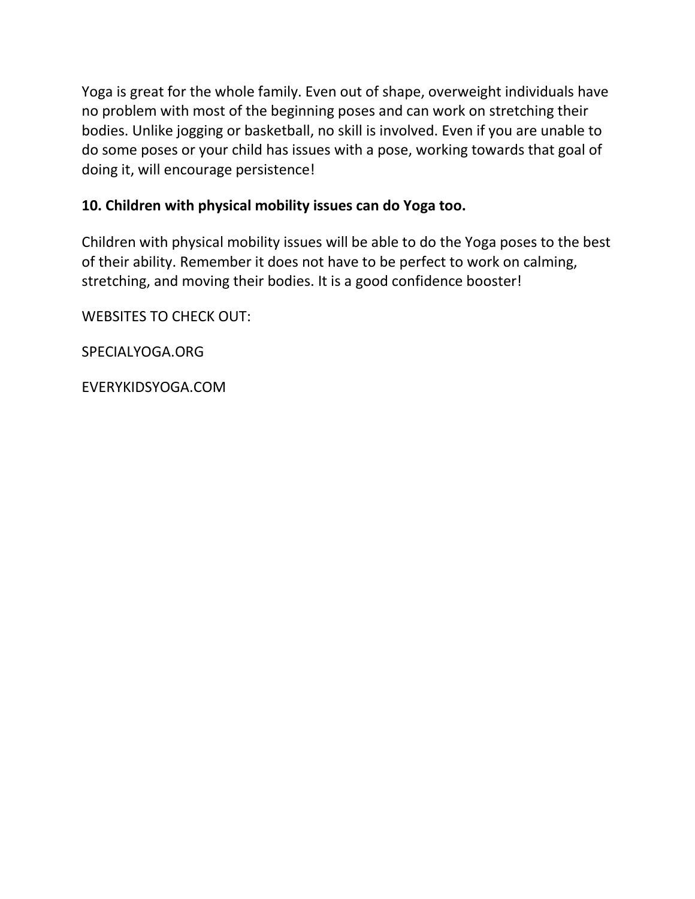Yoga is great for the whole family. Even out of shape, overweight individuals have no problem with most of the beginning poses and can work on stretching their bodies. Unlike jogging or basketball, no skill is involved. Even if you are unable to do some poses or your child has issues with a pose, working towards that goal of doing it, will encourage persistence!

**10. Children with physical mobility issues can do Yoga too.**

Children with physical mobility issues will be able to do the Yoga poses to the best of their ability. Remember it does not have to be perfect to work on calming, stretching, and moving their bodies. It is a good confidence booster!

WEBSITES TO CHECK OUT:

SPECIALYOGA.ORG

EVERYKIDSYOGA.COM